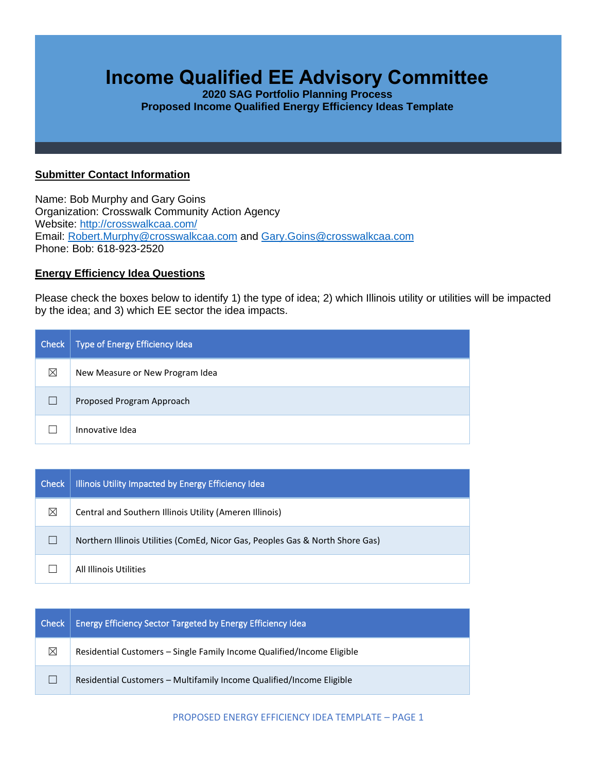# Income Qualified EE Advisory Committee

**2020 SAG Portfolio Planning Process**

**Proposed Income Qualified Energy Efficiency Ideas Template**

## Submitter Contact Information

Name: Bob Murphy and Gary Goins
Organization: Crosswalk Community Action Agency
Website: http://crosswalkcaa.com/
Email: Robert.Murphy@crosswalkcaa.com and Gary.Goins@crosswalkcaa.com
Phone: Bob: 618-923-2520

## Energy Efficiency Idea Questions

Please check the boxes below to identify 1) the type of idea; 2) which Illinois utility or utilities will be impacted by the idea; and 3) which EE sector the idea impacts.

| Check | Type of Energy Efficiency Idea |
|---|---|
| ☒ | New Measure or New Program Idea |
| ☐ | Proposed Program Approach |
| ☐ | Innovative Idea |

| Check | Illinois Utility Impacted by Energy Efficiency Idea |
|---|---|
| ☒ | Central and Southern Illinois Utility (Ameren Illinois) |
| ☐ | Northern Illinois Utilities (ComEd, Nicor Gas, Peoples Gas & North Shore Gas) |
| ☐ | All Illinois Utilities |

| Check | Energy Efficiency Sector Targeted by Energy Efficiency Idea |
|---|---|
| ☒ | Residential Customers – Single Family Income Qualified/Income Eligible |
| ☐ | Residential Customers – Multifamily Income Qualified/Income Eligible |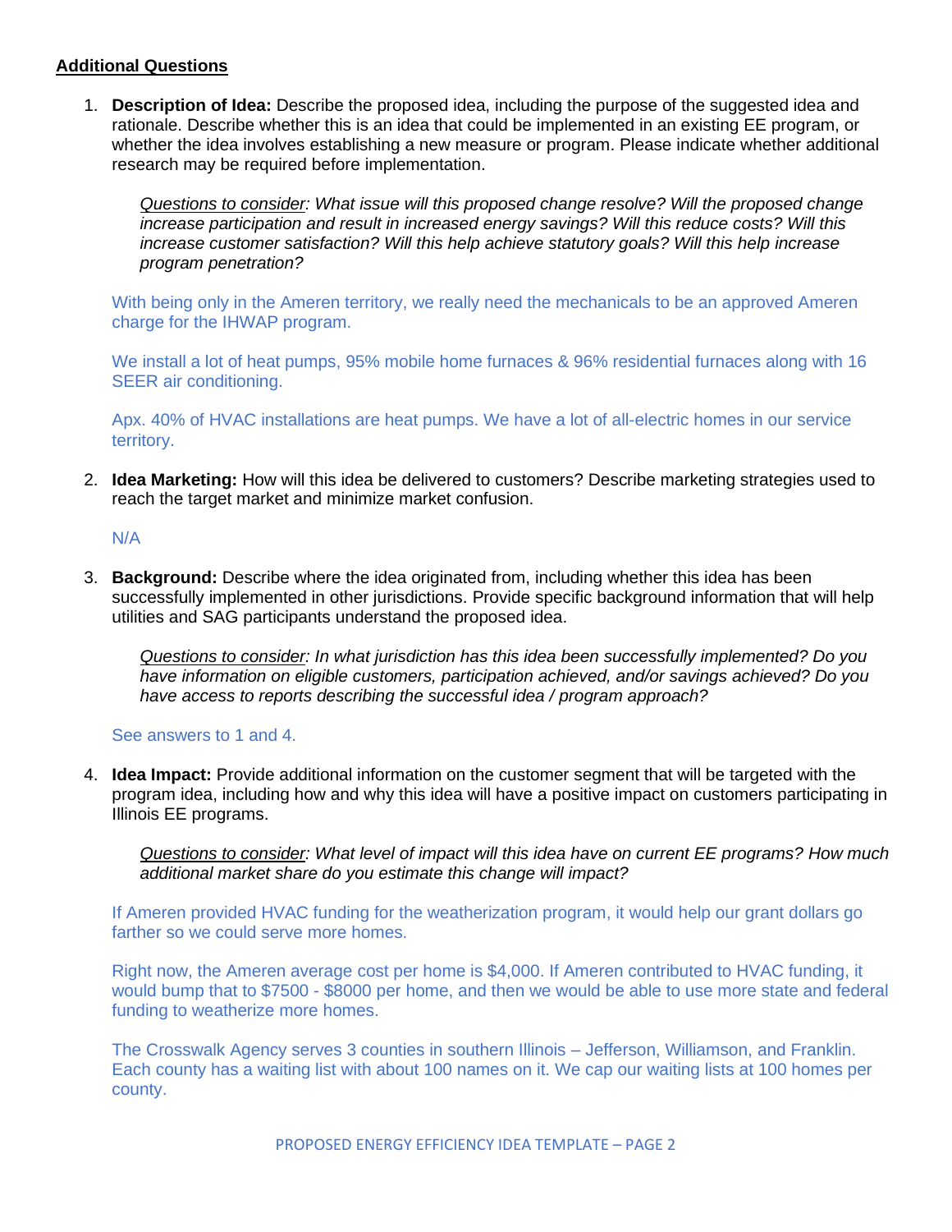## Additional Questions

1. **Description of Idea:** Describe the proposed idea, including the purpose of the suggested idea and rationale. Describe whether this is an idea that could be implemented in an existing EE program, or whether the idea involves establishing a new measure or program. Please indicate whether additional research may be required before implementation.

   *Questions to consider: What issue will this proposed change resolve? Will the proposed change increase participation and result in increased energy savings? Will this reduce costs? Will this increase customer satisfaction? Will this help achieve statutory goals? Will this help increase program penetration?*

   With being only in the Ameren territory, we really need the mechanicals to be an approved Ameren charge for the IHWAP program.

   We install a lot of heat pumps, 95% mobile home furnaces & 96% residential furnaces along with 16 SEER air conditioning.

   Apx. 40% of HVAC installations are heat pumps. We have a lot of all-electric homes in our service territory.

2. **Idea Marketing:** How will this idea be delivered to customers? Describe marketing strategies used to reach the target market and minimize market confusion.

   N/A

3. **Background:** Describe where the idea originated from, including whether this idea has been successfully implemented in other jurisdictions. Provide specific background information that will help utilities and SAG participants understand the proposed idea.

   *Questions to consider: In what jurisdiction has this idea been successfully implemented? Do you have information on eligible customers, participation achieved, and/or savings achieved? Do you have access to reports describing the successful idea / program approach?*

   See answers to 1 and 4.

4. **Idea Impact:** Provide additional information on the customer segment that will be targeted with the program idea, including how and why this idea will have a positive impact on customers participating in Illinois EE programs.

   *Questions to consider: What level of impact will this idea have on current EE programs? How much additional market share do you estimate this change will impact?*

   If Ameren provided HVAC funding for the weatherization program, it would help our grant dollars go farther so we could serve more homes.

   Right now, the Ameren average cost per home is $4,000. If Ameren contributed to HVAC funding, it would bump that to $7500 - $8000 per home, and then we would be able to use more state and federal funding to weatherize more homes.

   The Crosswalk Agency serves 3 counties in southern Illinois – Jefferson, Williamson, and Franklin. Each county has a waiting list with about 100 names on it. We cap our waiting lists at 100 homes per county.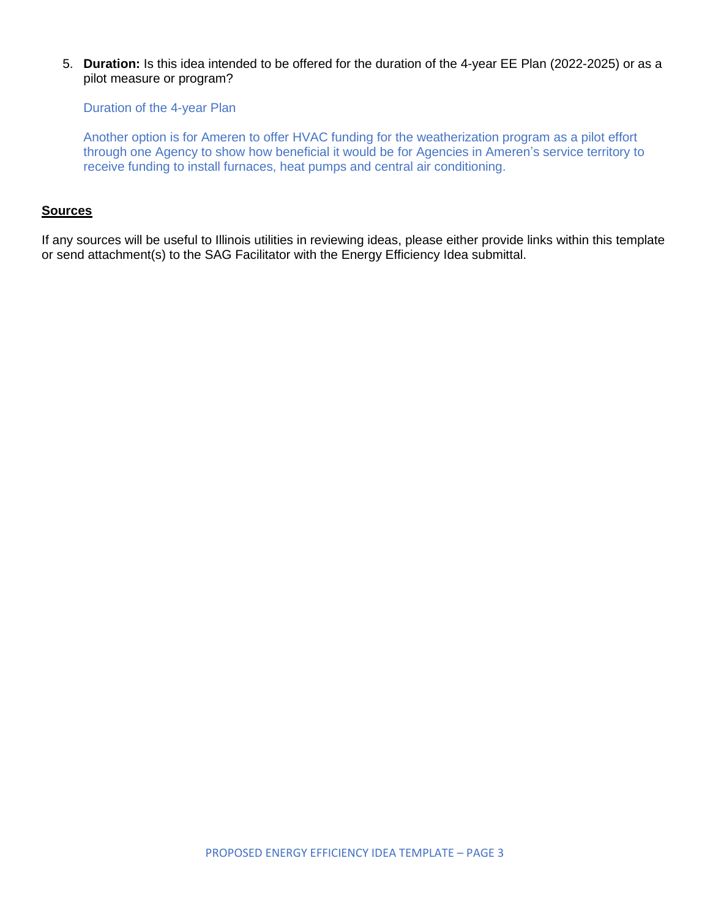5. **Duration:** Is this idea intended to be offered for the duration of the 4-year EE Plan (2022-2025) or as a pilot measure or program?

   Duration of the 4-year Plan

   Another option is for Ameren to offer HVAC funding for the weatherization program as a pilot effort through one Agency to show how beneficial it would be for Agencies in Ameren's service territory to receive funding to install furnaces, heat pumps and central air conditioning.

**Sources**

If any sources will be useful to Illinois utilities in reviewing ideas, please either provide links within this template or send attachment(s) to the SAG Facilitator with the Energy Efficiency Idea submittal.